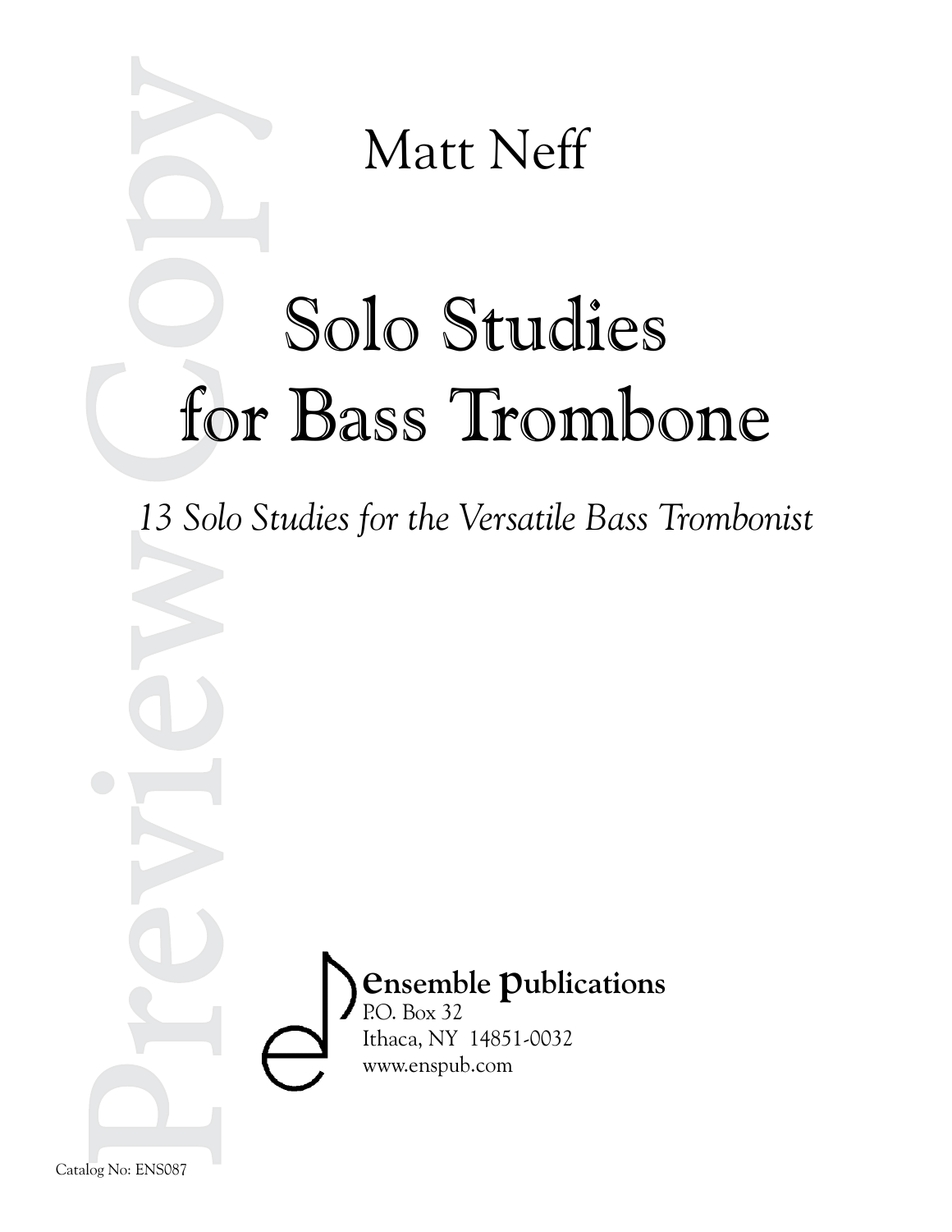Matt Neff

# Solo Studies for Bass Trombone

*13 Solo Studies for the Versatile Bass Trombonist*

**ensemble publications**
P.O. Box 32
Ithaca, NY 14851-0032
www.enspub.com

Catalog No: ENS087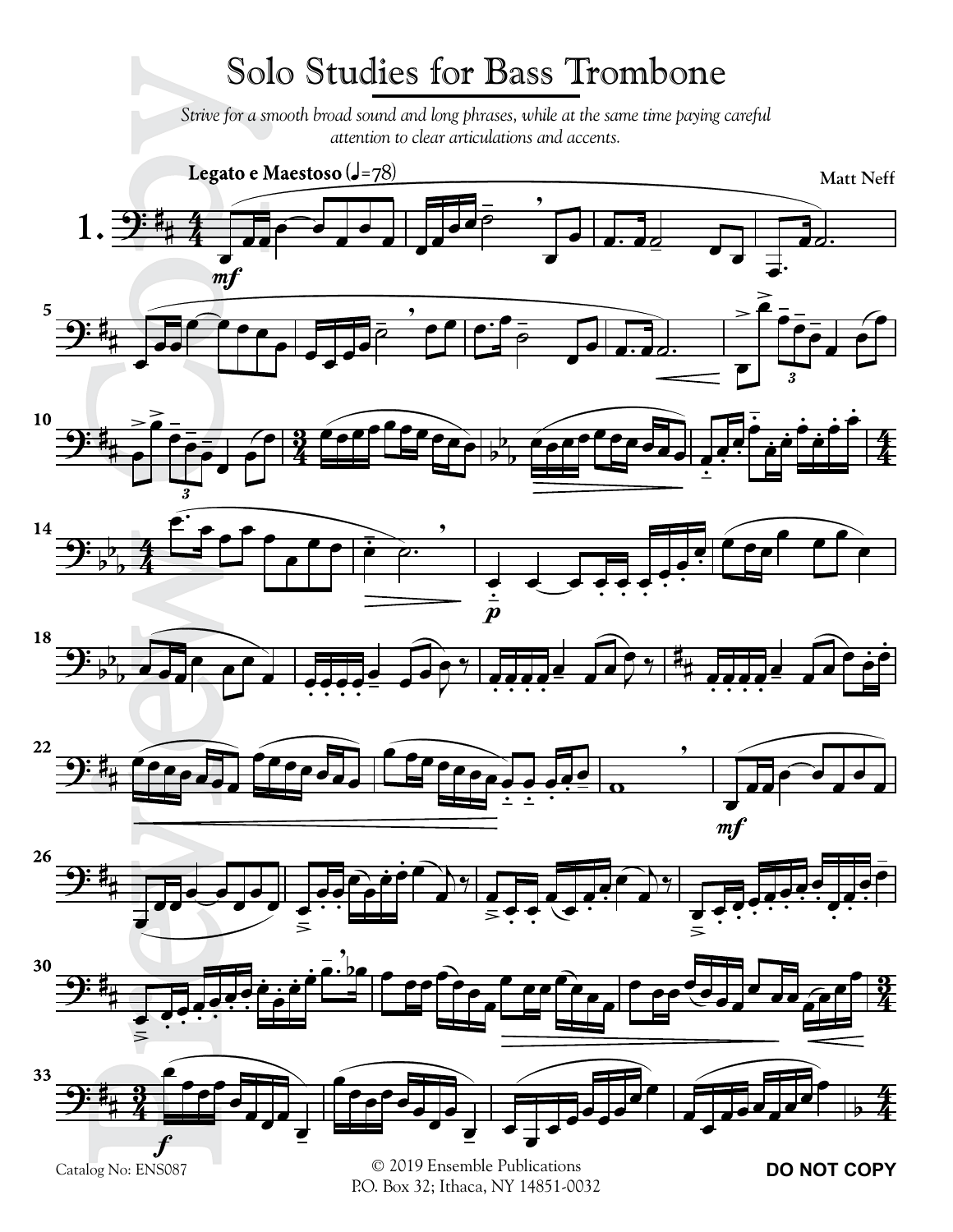# Solo Studies for Bass Trombone

*Strive for a smooth broad sound and long phrases, while at the same time paying careful attention to clear articulations and accents.*

**Legato e Maestoso** (♩=78)

**Matt Neff**

**1.**

Catalog No: ENS087

© 2019 Ensemble Publications
P.O. Box 32; Ithaca, NY 14851-0032

**DO NOT COPY**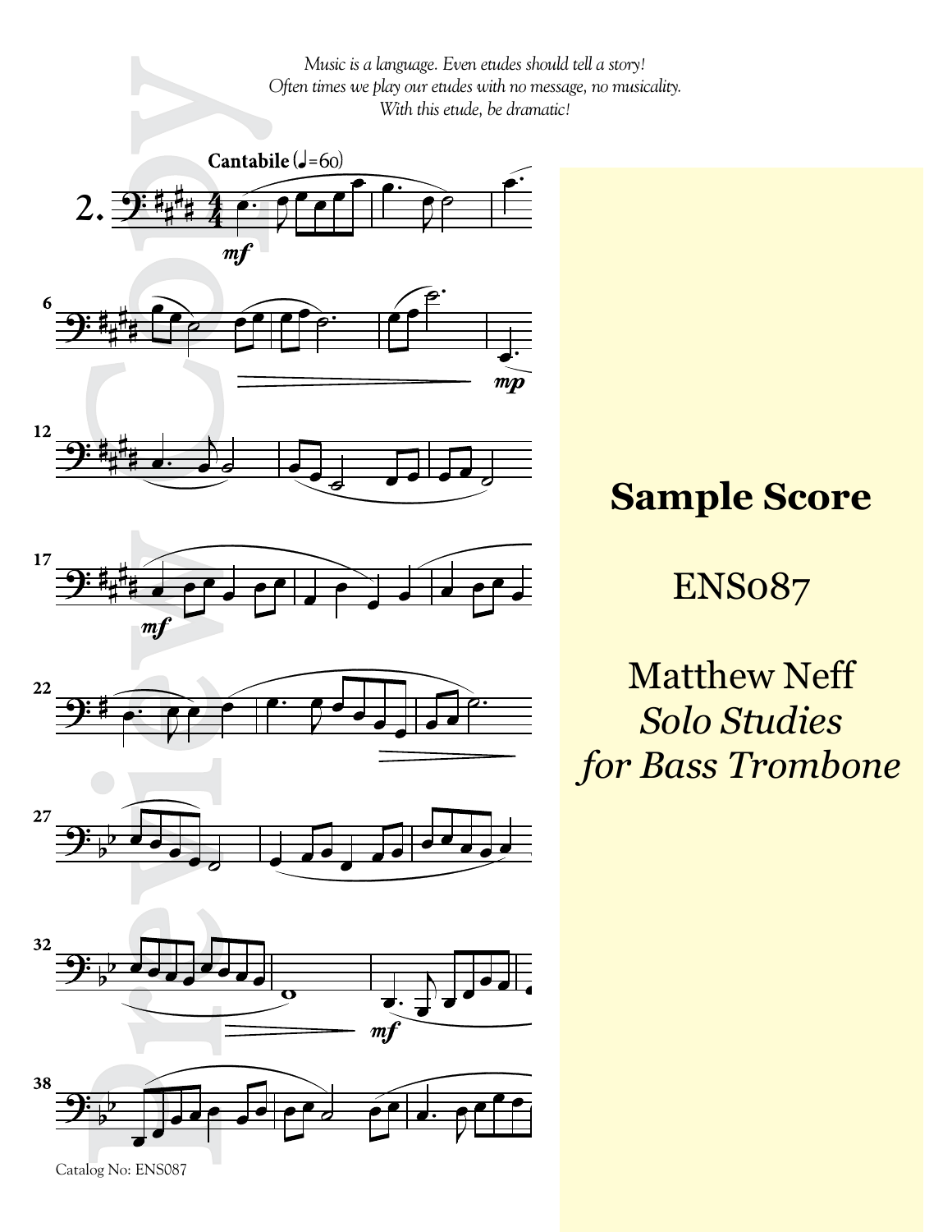*Music is a language. Even etudes should tell a story!*
*Often times we play our etudes with no message, no musicality.*
*With this etude, be dramatic!*

**2.** **Cantabile** (♩=60)

**Sample Score**

ENS087

Matthew Neff
*Solo Studies for Bass Trombone*

Catalog No: ENS087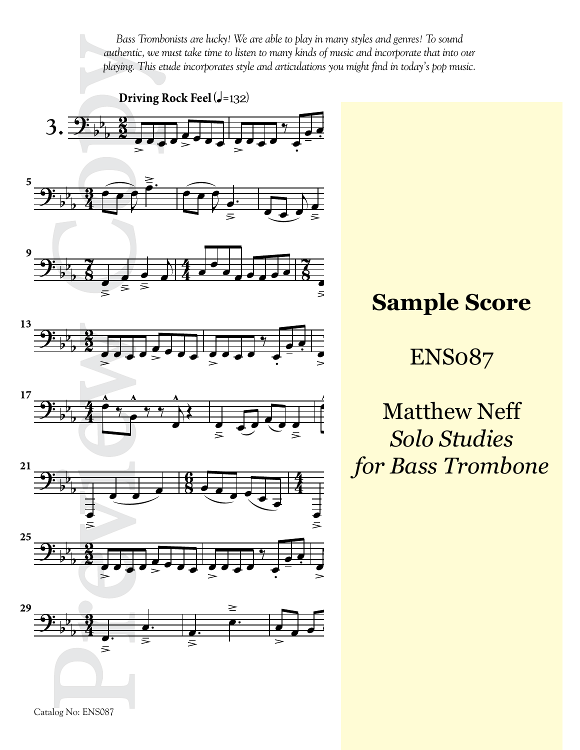*Bass Trombonists are lucky! We are able to play in many styles and genres! To sound authentic, we must take time to listen to many kinds of music and incorporate that into our playing. This etude incorporates style and articulations you might find in today's pop music.*

**Driving Rock Feel** (♩=132)

3.

# Sample Score

ENS087

Matthew Neff
*Solo Studies for Bass Trombone*

Catalog No: ENS087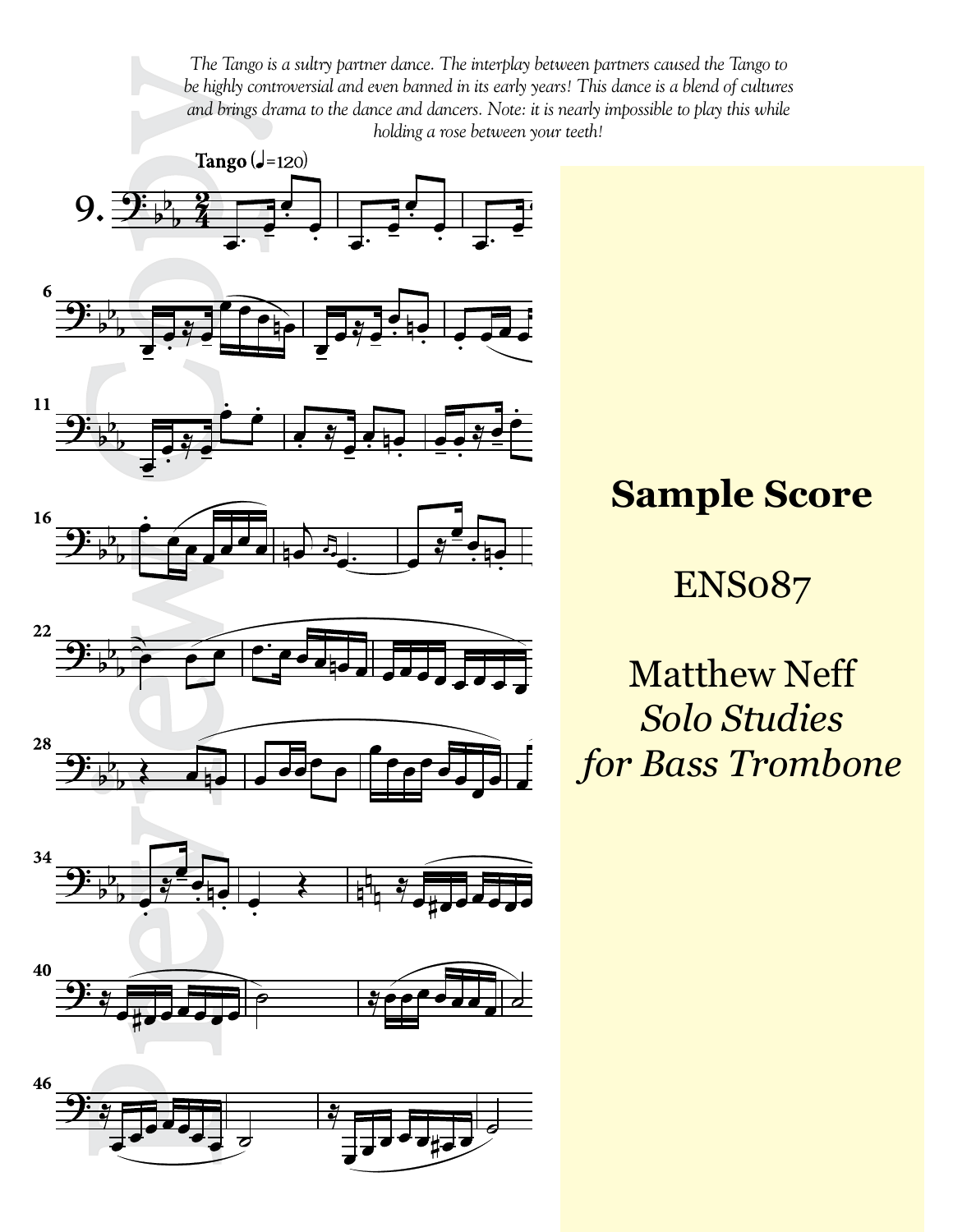*The Tango is a sultry partner dance. The interplay between partners caused the Tango to be highly controversial and even banned in its early years! This dance is a blend of cultures and brings drama to the dance and dancers. Note: it is nearly impossible to play this while holding a rose between your teeth!*

**Tango** (♩=120)

**9.**

**Sample Score**

ENS087

Matthew Neff

*Solo Studies for Bass Trombone*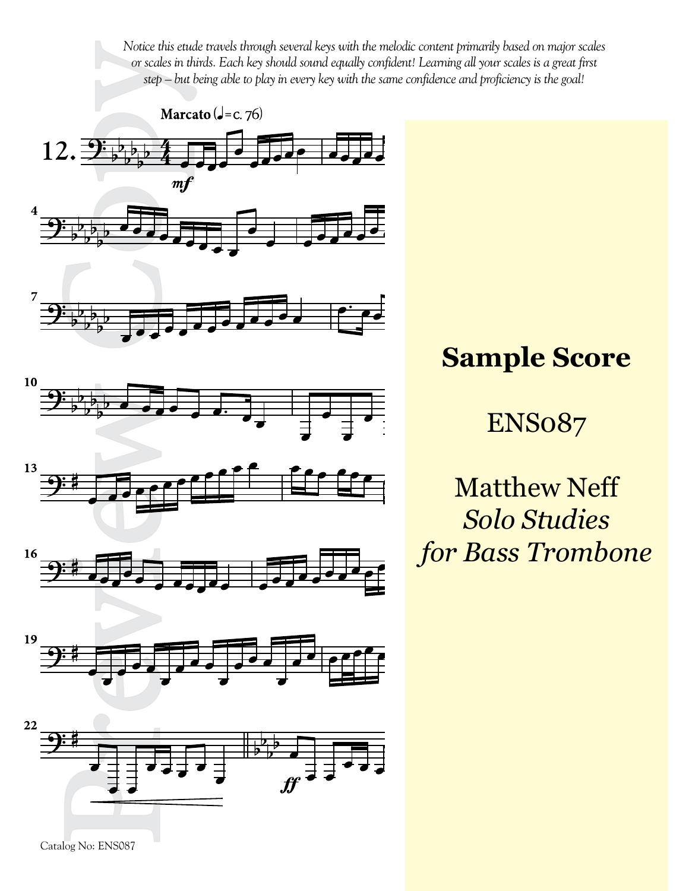*Notice this etude travels through several keys with the melodic content primarily based on major scales or scales in thirds. Each key should sound equally confident! Learning all your scales is a great first step – but being able to play in every key with the same confidence and proficiency is the goal!*

**Marcato** (♩= c. 76)

12.

**Sample Score**

ENS087

Matthew Neff
*Solo Studies for Bass Trombone*

Catalog No: ENS087